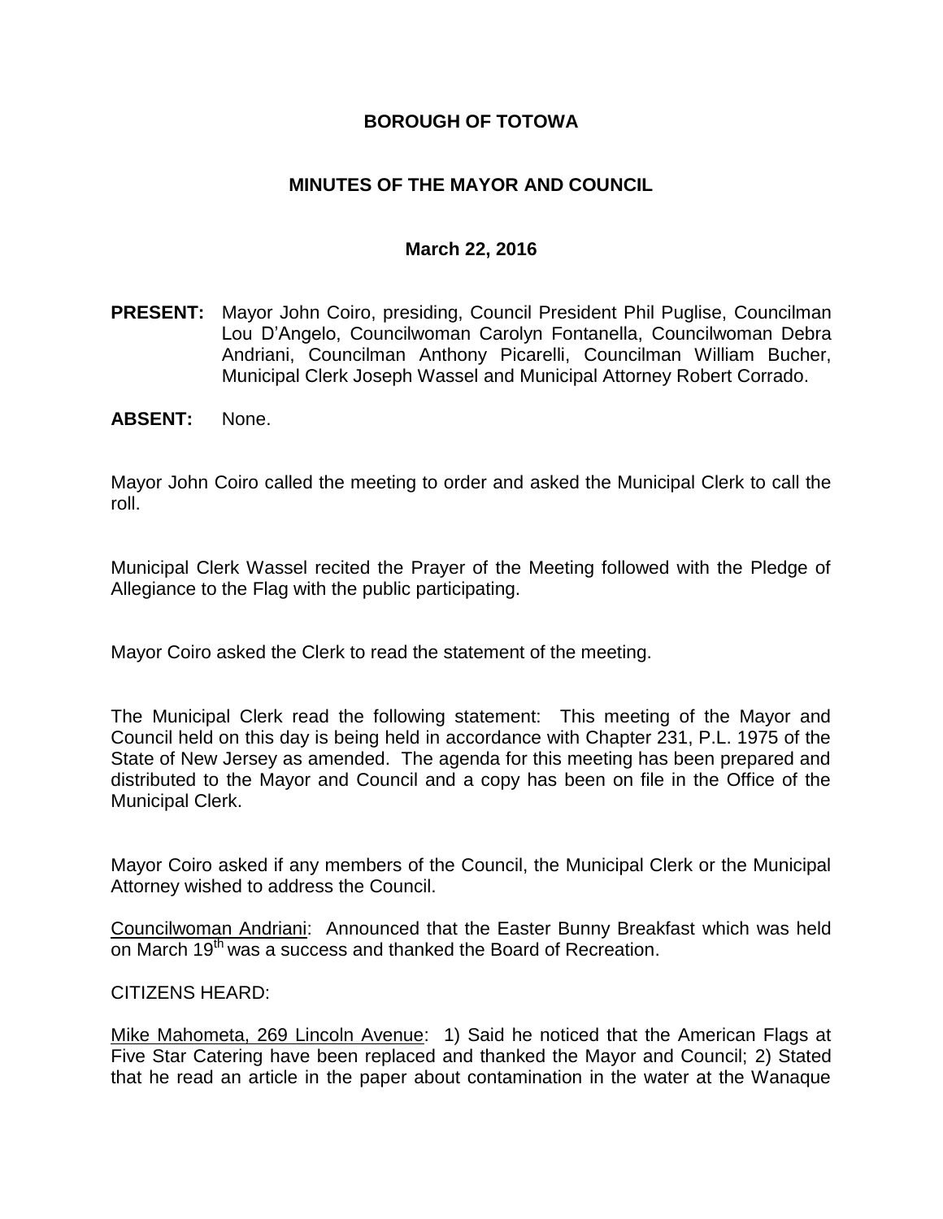# BOROUGH OF TOTOWA

## MINUTES OF THE MAYOR AND COUNCIL

### March 22, 2016

**PRESENT:** Mayor John Coiro, presiding, Council President Phil Puglise, Councilman Lou D'Angelo, Councilwoman Carolyn Fontanella, Councilwoman Debra Andriani, Councilman Anthony Picarelli, Councilman William Bucher, Municipal Clerk Joseph Wassel and Municipal Attorney Robert Corrado.

**ABSENT:** None.

Mayor John Coiro called the meeting to order and asked the Municipal Clerk to call the roll.

Municipal Clerk Wassel recited the Prayer of the Meeting followed with the Pledge of Allegiance to the Flag with the public participating.

Mayor Coiro asked the Clerk to read the statement of the meeting.

The Municipal Clerk read the following statement: This meeting of the Mayor and Council held on this day is being held in accordance with Chapter 231, P.L. 1975 of the State of New Jersey as amended. The agenda for this meeting has been prepared and distributed to the Mayor and Council and a copy has been on file in the Office of the Municipal Clerk.

Mayor Coiro asked if any members of the Council, the Municipal Clerk or the Municipal Attorney wished to address the Council.

Councilwoman Andriani: Announced that the Easter Bunny Breakfast which was held on March 19th was a success and thanked the Board of Recreation.

CITIZENS HEARD:

Mike Mahometa, 269 Lincoln Avenue: 1) Said he noticed that the American Flags at Five Star Catering have been replaced and thanked the Mayor and Council; 2) Stated that he read an article in the paper about contamination in the water at the Wanaque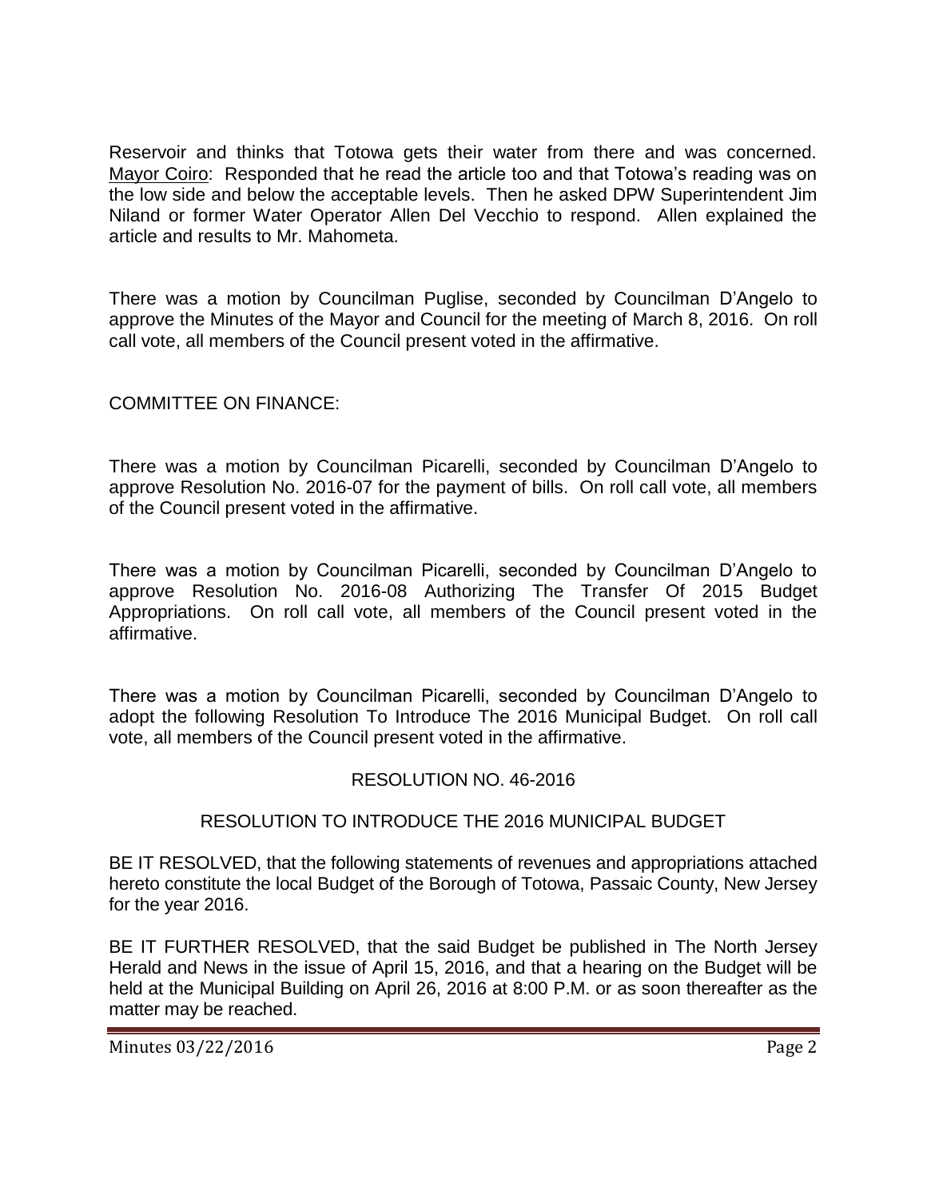Reservoir and thinks that Totowa gets their water from there and was concerned. Mayor Coiro: Responded that he read the article too and that Totowa's reading was on the low side and below the acceptable levels. Then he asked DPW Superintendent Jim Niland or former Water Operator Allen Del Vecchio to respond. Allen explained the article and results to Mr. Mahometa.

There was a motion by Councilman Puglise, seconded by Councilman D'Angelo to approve the Minutes of the Mayor and Council for the meeting of March 8, 2016. On roll call vote, all members of the Council present voted in the affirmative.

COMMITTEE ON FINANCE:

There was a motion by Councilman Picarelli, seconded by Councilman D'Angelo to approve Resolution No. 2016-07 for the payment of bills. On roll call vote, all members of the Council present voted in the affirmative.

There was a motion by Councilman Picarelli, seconded by Councilman D'Angelo to approve Resolution No. 2016-08 Authorizing The Transfer Of 2015 Budget Appropriations. On roll call vote, all members of the Council present voted in the affirmative.

There was a motion by Councilman Picarelli, seconded by Councilman D'Angelo to adopt the following Resolution To Introduce The 2016 Municipal Budget. On roll call vote, all members of the Council present voted in the affirmative.

RESOLUTION NO. 46-2016

RESOLUTION TO INTRODUCE THE 2016 MUNICIPAL BUDGET

BE IT RESOLVED, that the following statements of revenues and appropriations attached hereto constitute the local Budget of the Borough of Totowa, Passaic County, New Jersey for the year 2016.

BE IT FURTHER RESOLVED, that the said Budget be published in The North Jersey Herald and News in the issue of April 15, 2016, and that a hearing on the Budget will be held at the Municipal Building on April 26, 2016 at 8:00 P.M. or as soon thereafter as the matter may be reached.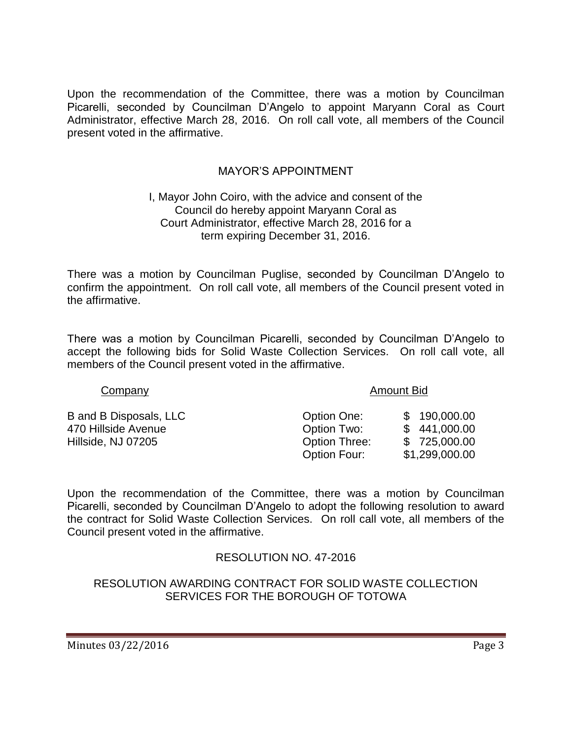Upon the recommendation of the Committee, there was a motion by Councilman Picarelli, seconded by Councilman D'Angelo to appoint Maryann Coral as Court Administrator, effective March 28, 2016. On roll call vote, all members of the Council present voted in the affirmative.

## MAYOR'S APPOINTMENT

I, Mayor John Coiro, with the advice and consent of the Council do hereby appoint Maryann Coral as Court Administrator, effective March 28, 2016 for a term expiring December 31, 2016.

There was a motion by Councilman Puglise, seconded by Councilman D'Angelo to confirm the appointment. On roll call vote, all members of the Council present voted in the affirmative.

There was a motion by Councilman Picarelli, seconded by Councilman D'Angelo to accept the following bids for Solid Waste Collection Services. On roll call vote, all members of the Council present voted in the affirmative.

| Company | Amount Bid | |
|---|---|---|
| B and B Disposals, LLC | Option One: | $ 190,000.00 |
| 470 Hillside Avenue | Option Two: | $ 441,000.00 |
| Hillside, NJ 07205 | Option Three: | $ 725,000.00 |
| | Option Four: | $1,299,000.00 |

Upon the recommendation of the Committee, there was a motion by Councilman Picarelli, seconded by Councilman D'Angelo to adopt the following resolution to award the contract for Solid Waste Collection Services. On roll call vote, all members of the Council present voted in the affirmative.

## RESOLUTION NO. 47-2016

### RESOLUTION AWARDING CONTRACT FOR SOLID WASTE COLLECTION SERVICES FOR THE BOROUGH OF TOTOWA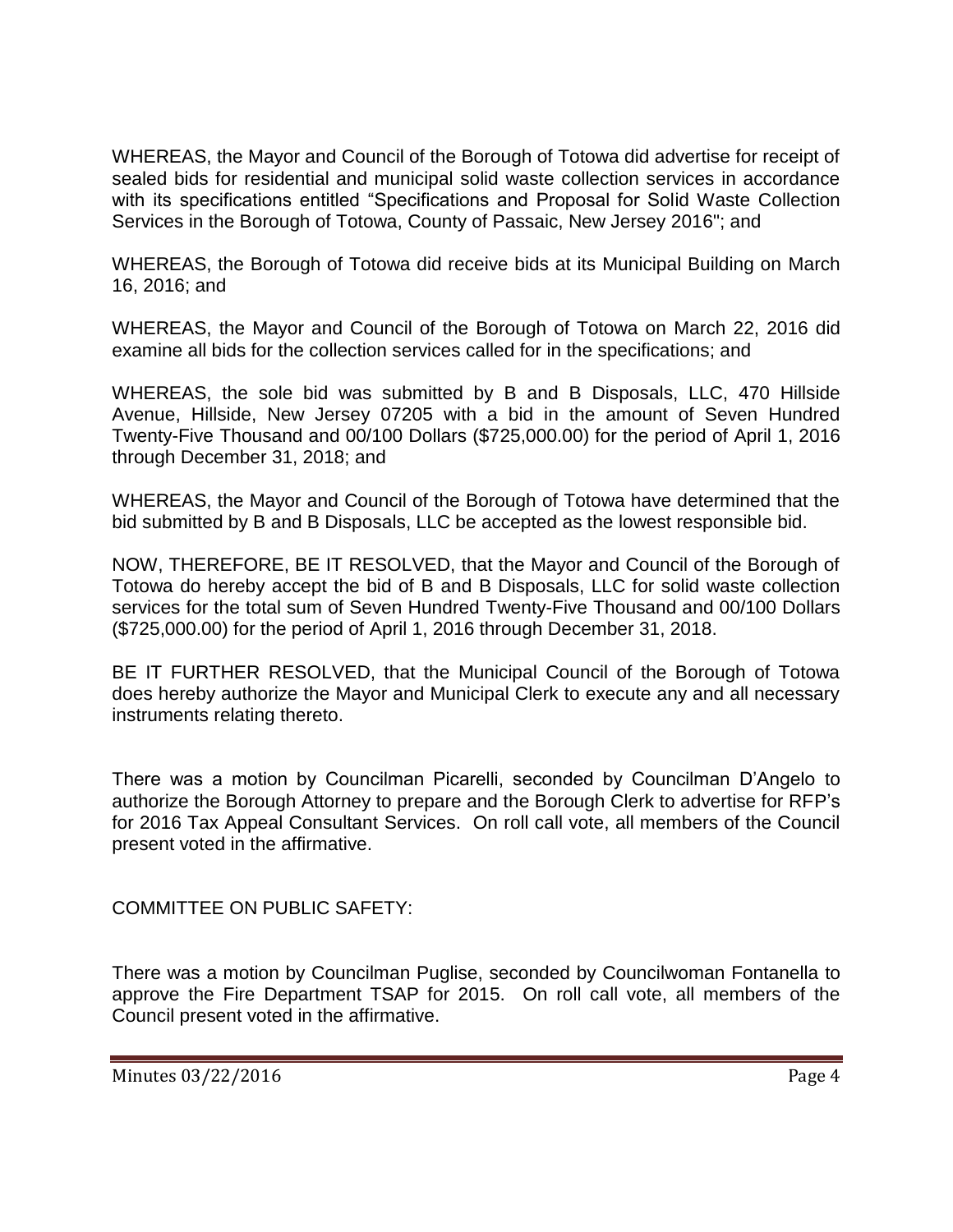WHEREAS, the Mayor and Council of the Borough of Totowa did advertise for receipt of sealed bids for residential and municipal solid waste collection services in accordance with its specifications entitled "Specifications and Proposal for Solid Waste Collection Services in the Borough of Totowa, County of Passaic, New Jersey 2016"; and

WHEREAS, the Borough of Totowa did receive bids at its Municipal Building on March 16, 2016; and

WHEREAS, the Mayor and Council of the Borough of Totowa on March 22, 2016 did examine all bids for the collection services called for in the specifications; and

WHEREAS, the sole bid was submitted by B and B Disposals, LLC, 470 Hillside Avenue, Hillside, New Jersey 07205 with a bid in the amount of Seven Hundred Twenty-Five Thousand and 00/100 Dollars ($725,000.00) for the period of April 1, 2016 through December 31, 2018; and

WHEREAS, the Mayor and Council of the Borough of Totowa have determined that the bid submitted by B and B Disposals, LLC be accepted as the lowest responsible bid.

NOW, THEREFORE, BE IT RESOLVED, that the Mayor and Council of the Borough of Totowa do hereby accept the bid of B and B Disposals, LLC for solid waste collection services for the total sum of Seven Hundred Twenty-Five Thousand and 00/100 Dollars ($725,000.00) for the period of April 1, 2016 through December 31, 2018.

BE IT FURTHER RESOLVED, that the Municipal Council of the Borough of Totowa does hereby authorize the Mayor and Municipal Clerk to execute any and all necessary instruments relating thereto.

There was a motion by Councilman Picarelli, seconded by Councilman D'Angelo to authorize the Borough Attorney to prepare and the Borough Clerk to advertise for RFP's for 2016 Tax Appeal Consultant Services. On roll call vote, all members of the Council present voted in the affirmative.

COMMITTEE ON PUBLIC SAFETY:

There was a motion by Councilman Puglise, seconded by Councilwoman Fontanella to approve the Fire Department TSAP for 2015. On roll call vote, all members of the Council present voted in the affirmative.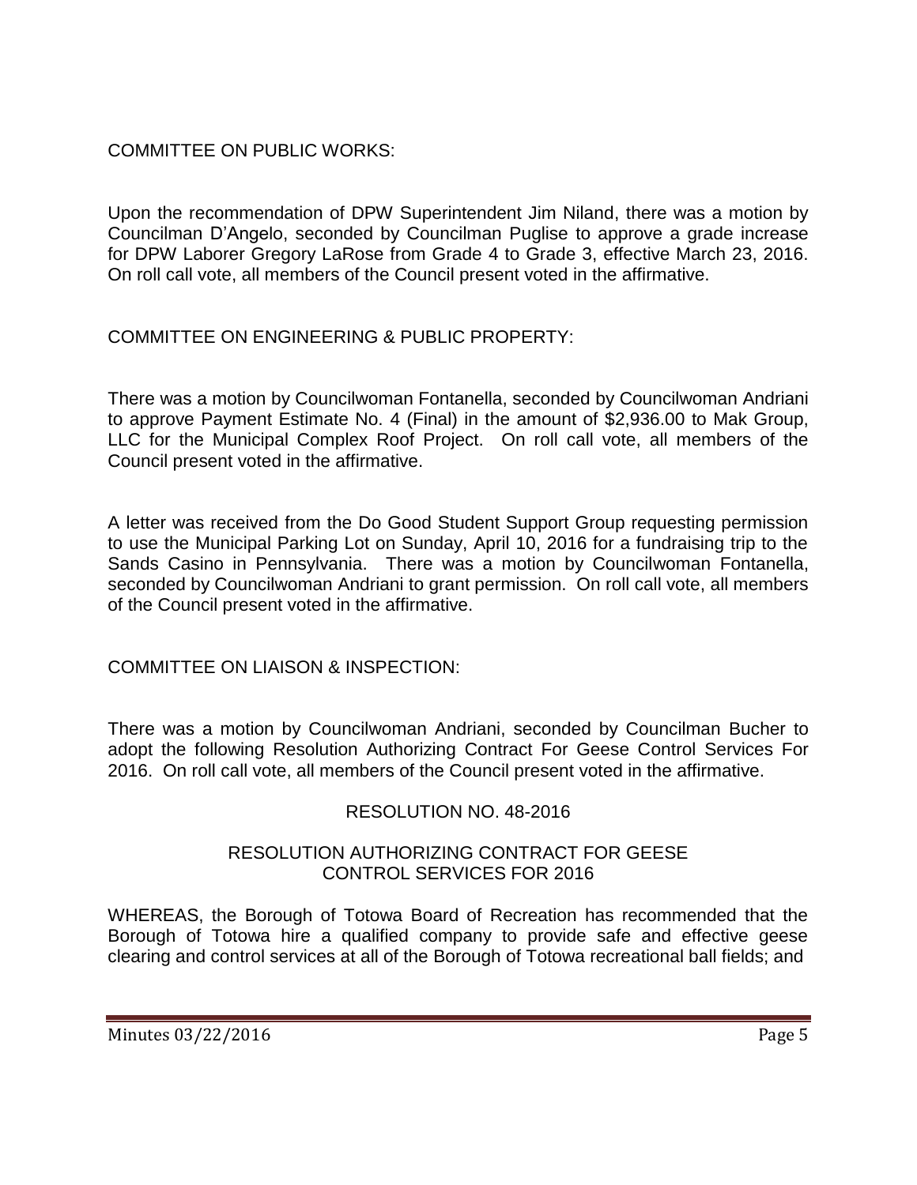COMMITTEE ON PUBLIC WORKS:

Upon the recommendation of DPW Superintendent Jim Niland, there was a motion by Councilman D'Angelo, seconded by Councilman Puglise to approve a grade increase for DPW Laborer Gregory LaRose from Grade 4 to Grade 3, effective March 23, 2016. On roll call vote, all members of the Council present voted in the affirmative.

COMMITTEE ON ENGINEERING & PUBLIC PROPERTY:

There was a motion by Councilwoman Fontanella, seconded by Councilwoman Andriani to approve Payment Estimate No. 4 (Final) in the amount of $2,936.00 to Mak Group, LLC for the Municipal Complex Roof Project. On roll call vote, all members of the Council present voted in the affirmative.

A letter was received from the Do Good Student Support Group requesting permission to use the Municipal Parking Lot on Sunday, April 10, 2016 for a fundraising trip to the Sands Casino in Pennsylvania. There was a motion by Councilwoman Fontanella, seconded by Councilwoman Andriani to grant permission. On roll call vote, all members of the Council present voted in the affirmative.

COMMITTEE ON LIAISON & INSPECTION:

There was a motion by Councilwoman Andriani, seconded by Councilman Bucher to adopt the following Resolution Authorizing Contract For Geese Control Services For 2016. On roll call vote, all members of the Council present voted in the affirmative.

RESOLUTION NO. 48-2016

RESOLUTION AUTHORIZING CONTRACT FOR GEESE CONTROL SERVICES FOR 2016

WHEREAS, the Borough of Totowa Board of Recreation has recommended that the Borough of Totowa hire a qualified company to provide safe and effective geese clearing and control services at all of the Borough of Totowa recreational ball fields; and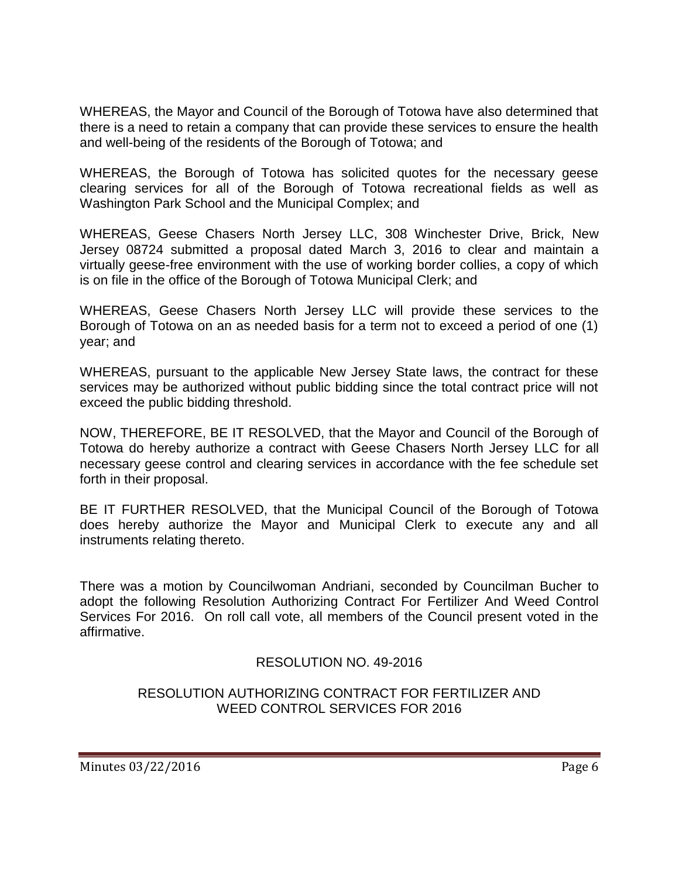WHEREAS, the Mayor and Council of the Borough of Totowa have also determined that there is a need to retain a company that can provide these services to ensure the health and well-being of the residents of the Borough of Totowa; and

WHEREAS, the Borough of Totowa has solicited quotes for the necessary geese clearing services for all of the Borough of Totowa recreational fields as well as Washington Park School and the Municipal Complex; and

WHEREAS, Geese Chasers North Jersey LLC, 308 Winchester Drive, Brick, New Jersey 08724 submitted a proposal dated March 3, 2016 to clear and maintain a virtually geese-free environment with the use of working border collies, a copy of which is on file in the office of the Borough of Totowa Municipal Clerk; and

WHEREAS, Geese Chasers North Jersey LLC will provide these services to the Borough of Totowa on an as needed basis for a term not to exceed a period of one (1) year; and

WHEREAS, pursuant to the applicable New Jersey State laws, the contract for these services may be authorized without public bidding since the total contract price will not exceed the public bidding threshold.

NOW, THEREFORE, BE IT RESOLVED, that the Mayor and Council of the Borough of Totowa do hereby authorize a contract with Geese Chasers North Jersey LLC for all necessary geese control and clearing services in accordance with the fee schedule set forth in their proposal.

BE IT FURTHER RESOLVED, that the Municipal Council of the Borough of Totowa does hereby authorize the Mayor and Municipal Clerk to execute any and all instruments relating thereto.

There was a motion by Councilwoman Andriani, seconded by Councilman Bucher to adopt the following Resolution Authorizing Contract For Fertilizer And Weed Control Services For 2016. On roll call vote, all members of the Council present voted in the affirmative.

RESOLUTION NO. 49-2016

RESOLUTION AUTHORIZING CONTRACT FOR FERTILIZER AND WEED CONTROL SERVICES FOR 2016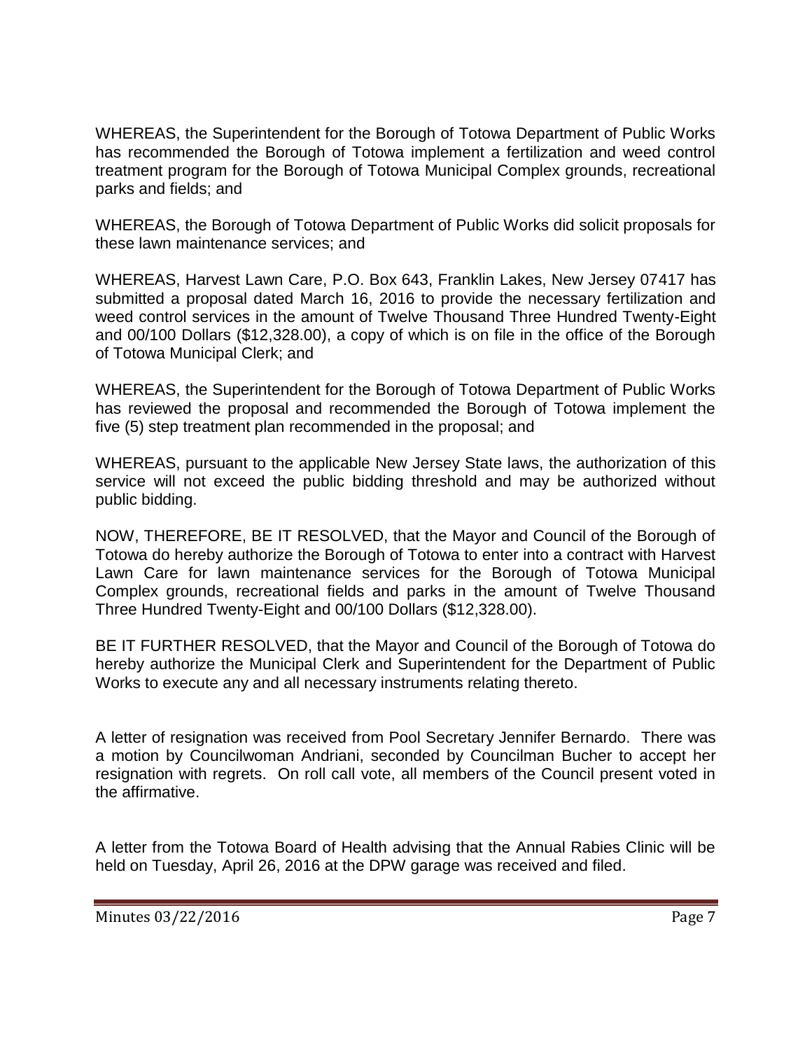WHEREAS, the Superintendent for the Borough of Totowa Department of Public Works has recommended the Borough of Totowa implement a fertilization and weed control treatment program for the Borough of Totowa Municipal Complex grounds, recreational parks and fields; and

WHEREAS, the Borough of Totowa Department of Public Works did solicit proposals for these lawn maintenance services; and

WHEREAS, Harvest Lawn Care, P.O. Box 643, Franklin Lakes, New Jersey 07417 has submitted a proposal dated March 16, 2016 to provide the necessary fertilization and weed control services in the amount of Twelve Thousand Three Hundred Twenty-Eight and 00/100 Dollars ($12,328.00), a copy of which is on file in the office of the Borough of Totowa Municipal Clerk; and

WHEREAS, the Superintendent for the Borough of Totowa Department of Public Works has reviewed the proposal and recommended the Borough of Totowa implement the five (5) step treatment plan recommended in the proposal; and

WHEREAS, pursuant to the applicable New Jersey State laws, the authorization of this service will not exceed the public bidding threshold and may be authorized without public bidding.

NOW, THEREFORE, BE IT RESOLVED, that the Mayor and Council of the Borough of Totowa do hereby authorize the Borough of Totowa to enter into a contract with Harvest Lawn Care for lawn maintenance services for the Borough of Totowa Municipal Complex grounds, recreational fields and parks in the amount of Twelve Thousand Three Hundred Twenty-Eight and 00/100 Dollars ($12,328.00).

BE IT FURTHER RESOLVED, that the Mayor and Council of the Borough of Totowa do hereby authorize the Municipal Clerk and Superintendent for the Department of Public Works to execute any and all necessary instruments relating thereto.

A letter of resignation was received from Pool Secretary Jennifer Bernardo. There was a motion by Councilwoman Andriani, seconded by Councilman Bucher to accept her resignation with regrets. On roll call vote, all members of the Council present voted in the affirmative.

A letter from the Totowa Board of Health advising that the Annual Rabies Clinic will be held on Tuesday, April 26, 2016 at the DPW garage was received and filed.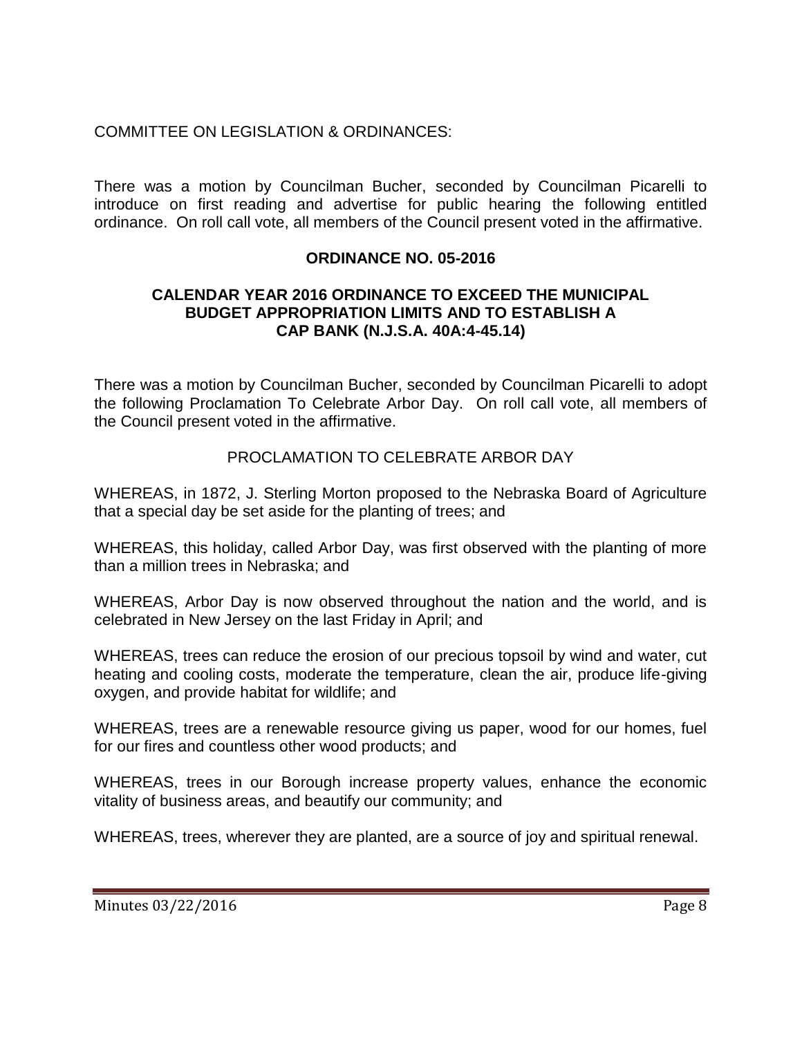COMMITTEE ON LEGISLATION & ORDINANCES:

There was a motion by Councilman Bucher, seconded by Councilman Picarelli to introduce on first reading and advertise for public hearing the following entitled ordinance. On roll call vote, all members of the Council present voted in the affirmative.

**ORDINANCE NO. 05-2016**

**CALENDAR YEAR 2016 ORDINANCE TO EXCEED THE MUNICIPAL BUDGET APPROPRIATION LIMITS AND TO ESTABLISH A CAP BANK (N.J.S.A. 40A:4-45.14)**

There was a motion by Councilman Bucher, seconded by Councilman Picarelli to adopt the following Proclamation To Celebrate Arbor Day. On roll call vote, all members of the Council present voted in the affirmative.

PROCLAMATION TO CELEBRATE ARBOR DAY

WHEREAS, in 1872, J. Sterling Morton proposed to the Nebraska Board of Agriculture that a special day be set aside for the planting of trees; and

WHEREAS, this holiday, called Arbor Day, was first observed with the planting of more than a million trees in Nebraska; and

WHEREAS, Arbor Day is now observed throughout the nation and the world, and is celebrated in New Jersey on the last Friday in April; and

WHEREAS, trees can reduce the erosion of our precious topsoil by wind and water, cut heating and cooling costs, moderate the temperature, clean the air, produce life-giving oxygen, and provide habitat for wildlife; and

WHEREAS, trees are a renewable resource giving us paper, wood for our homes, fuel for our fires and countless other wood products; and

WHEREAS, trees in our Borough increase property values, enhance the economic vitality of business areas, and beautify our community; and

WHEREAS, trees, wherever they are planted, are a source of joy and spiritual renewal.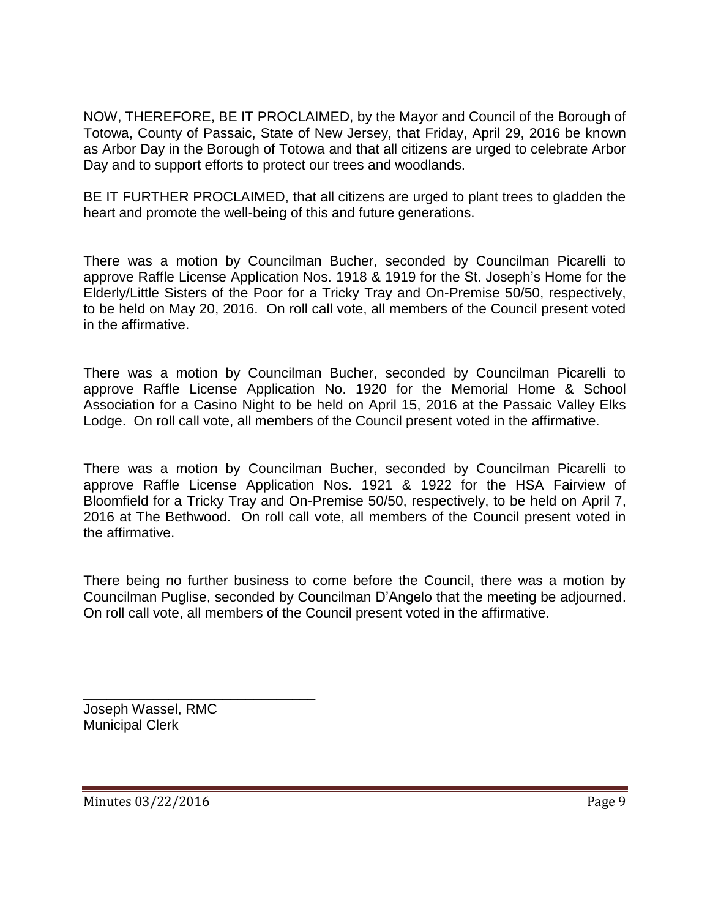NOW, THEREFORE, BE IT PROCLAIMED, by the Mayor and Council of the Borough of Totowa, County of Passaic, State of New Jersey, that Friday, April 29, 2016 be known as Arbor Day in the Borough of Totowa and that all citizens are urged to celebrate Arbor Day and to support efforts to protect our trees and woodlands.

BE IT FURTHER PROCLAIMED, that all citizens are urged to plant trees to gladden the heart and promote the well-being of this and future generations.

There was a motion by Councilman Bucher, seconded by Councilman Picarelli to approve Raffle License Application Nos. 1918 & 1919 for the St. Joseph's Home for the Elderly/Little Sisters of the Poor for a Tricky Tray and On-Premise 50/50, respectively, to be held on May 20, 2016. On roll call vote, all members of the Council present voted in the affirmative.

There was a motion by Councilman Bucher, seconded by Councilman Picarelli to approve Raffle License Application No. 1920 for the Memorial Home & School Association for a Casino Night to be held on April 15, 2016 at the Passaic Valley Elks Lodge. On roll call vote, all members of the Council present voted in the affirmative.

There was a motion by Councilman Bucher, seconded by Councilman Picarelli to approve Raffle License Application Nos. 1921 & 1922 for the HSA Fairview of Bloomfield for a Tricky Tray and On-Premise 50/50, respectively, to be held on April 7, 2016 at The Bethwood. On roll call vote, all members of the Council present voted in the affirmative.

There being no further business to come before the Council, there was a motion by Councilman Puglise, seconded by Councilman D'Angelo that the meeting be adjourned. On roll call vote, all members of the Council present voted in the affirmative.

\_\_\_\_\_\_\_\_\_\_\_\_\_\_\_\_\_\_\_\_\_\_\_\_\_\_\_\_\_\_\_

Joseph Wassel, RMC
Municipal Clerk